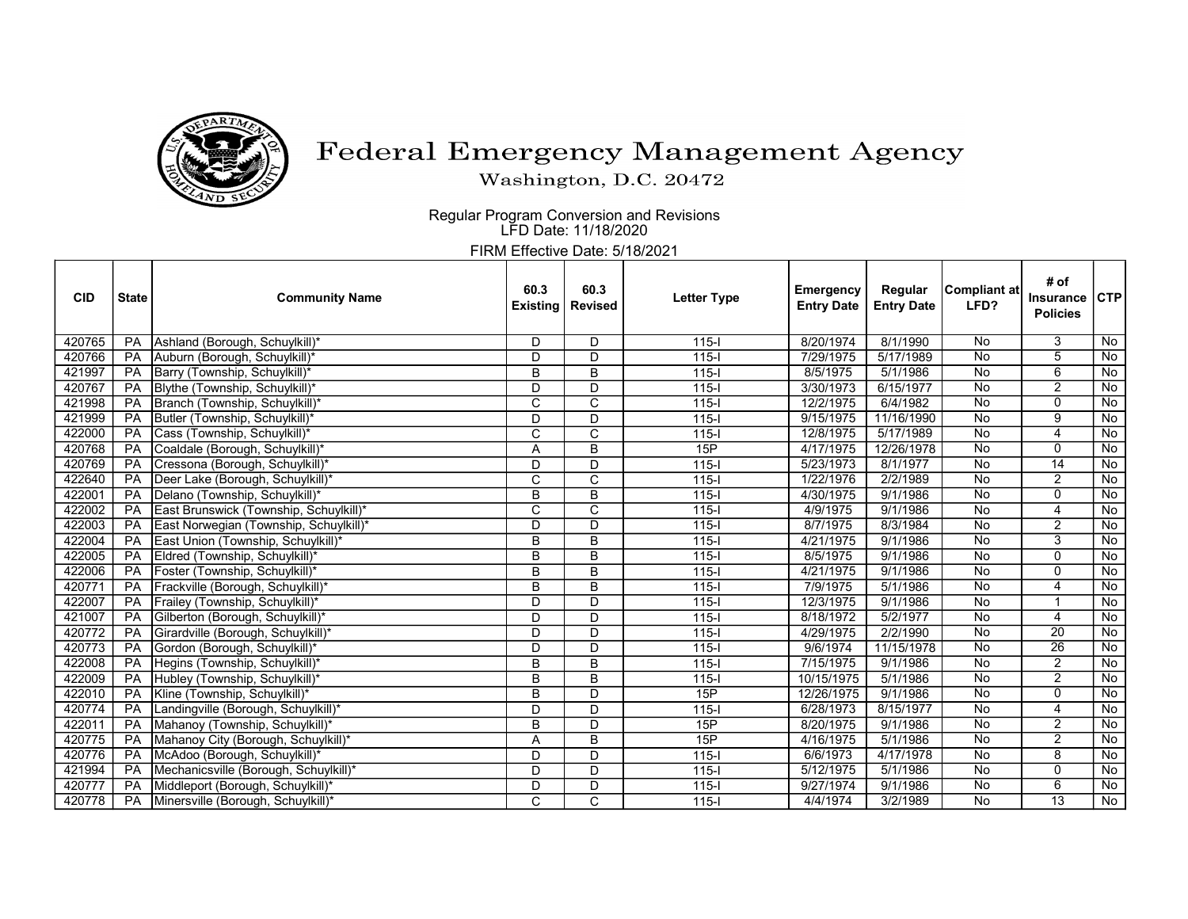# Federal Emergency Management Agency

Washington, D.C. 20472

Regular Program Conversion and Revisions
LFD Date: 11/18/2020

FIRM Effective Date: 5/18/2021

| CID | State | Community Name | 60.3 Existing | 60.3 Revised | Letter Type | Emergency Entry Date | Regular Entry Date | Compliant at LFD? | # of Insurance Policies | CTP |
|---|---|---|---|---|---|---|---|---|---|---|
| 420765 | PA | Ashland (Borough, Schuylkill)* | D | D | 115-I | 8/20/1974 | 8/1/1990 | No | 3 | No |
| 420766 | PA | Auburn (Borough, Schuylkill)* | D | D | 115-I | 7/29/1975 | 5/17/1989 | No | 5 | No |
| 421997 | PA | Barry (Township, Schuylkill)* | B | B | 115-I | 8/5/1975 | 5/1/1986 | No | 6 | No |
| 420767 | PA | Blythe (Township, Schuylkill)* | D | D | 115-I | 3/30/1973 | 6/15/1977 | No | 2 | No |
| 421998 | PA | Branch (Township, Schuylkill)* | C | C | 115-I | 12/2/1975 | 6/4/1982 | No | 0 | No |
| 421999 | PA | Butler (Township, Schuylkill)* | D | D | 115-I | 9/15/1975 | 11/16/1990 | No | 9 | No |
| 422000 | PA | Cass (Township, Schuylkill)* | C | C | 115-I | 12/8/1975 | 5/17/1989 | No | 4 | No |
| 420768 | PA | Coaldale (Borough, Schuylkill)* | A | B | 15P | 4/17/1975 | 12/26/1978 | No | 0 | No |
| 420769 | PA | Cressona (Borough, Schuylkill)* | D | D | 115-I | 5/23/1973 | 8/1/1977 | No | 14 | No |
| 422640 | PA | Deer Lake (Borough, Schuylkill)* | C | C | 115-I | 1/22/1976 | 2/2/1989 | No | 2 | No |
| 422001 | PA | Delano (Township, Schuylkill)* | B | B | 115-I | 4/30/1975 | 9/1/1986 | No | 0 | No |
| 422002 | PA | East Brunswick (Township, Schuylkill)* | C | C | 115-I | 4/9/1975 | 9/1/1986 | No | 4 | No |
| 422003 | PA | East Norwegian (Township, Schuylkill)* | D | D | 115-I | 8/7/1975 | 8/3/1984 | No | 2 | No |
| 422004 | PA | East Union (Township, Schuylkill)* | B | B | 115-I | 4/21/1975 | 9/1/1986 | No | 3 | No |
| 422005 | PA | Eldred (Township, Schuylkill)* | B | B | 115-I | 8/5/1975 | 9/1/1986 | No | 0 | No |
| 422006 | PA | Foster (Township, Schuylkill)* | B | B | 115-I | 4/21/1975 | 9/1/1986 | No | 0 | No |
| 420771 | PA | Frackville (Borough, Schuylkill)* | B | B | 115-I | 7/9/1975 | 5/1/1986 | No | 4 | No |
| 422007 | PA | Frailey (Township, Schuylkill)* | D | D | 115-I | 12/3/1975 | 9/1/1986 | No | 1 | No |
| 421007 | PA | Gilberton (Borough, Schuylkill)* | D | D | 115-I | 8/18/1972 | 5/2/1977 | No | 4 | No |
| 420772 | PA | Girardville (Borough, Schuylkill)* | D | D | 115-I | 4/29/1975 | 2/2/1990 | No | 20 | No |
| 420773 | PA | Gordon (Borough, Schuylkill)* | D | D | 115-I | 9/6/1974 | 11/15/1978 | No | 26 | No |
| 422008 | PA | Hegins (Township, Schuylkill)* | B | B | 115-I | 7/15/1975 | 9/1/1986 | No | 2 | No |
| 422009 | PA | Hubley (Township, Schuylkill)* | B | B | 115-I | 10/15/1975 | 5/1/1986 | No | 2 | No |
| 422010 | PA | Kline (Township, Schuylkill)* | B | D | 15P | 12/26/1975 | 9/1/1986 | No | 0 | No |
| 420774 | PA | Landingville (Borough, Schuylkill)* | D | D | 115-I | 6/28/1973 | 8/15/1977 | No | 4 | No |
| 422011 | PA | Mahanoy (Township, Schuylkill)* | B | D | 15P | 8/20/1975 | 9/1/1986 | No | 2 | No |
| 420775 | PA | Mahanoy City (Borough, Schuylkill)* | A | B | 15P | 4/16/1975 | 5/1/1986 | No | 2 | No |
| 420776 | PA | McAdoo (Borough, Schuylkill)* | D | D | 115-I | 6/6/1973 | 4/17/1978 | No | 8 | No |
| 421994 | PA | Mechanicsville (Borough, Schuylkill)* | D | D | 115-I | 5/12/1975 | 5/1/1986 | No | 0 | No |
| 420777 | PA | Middleport (Borough, Schuylkill)* | D | D | 115-I | 9/27/1974 | 9/1/1986 | No | 6 | No |
| 420778 | PA | Minersville (Borough, Schuylkill)* | C | C | 115-I | 4/4/1974 | 3/2/1989 | No | 13 | No |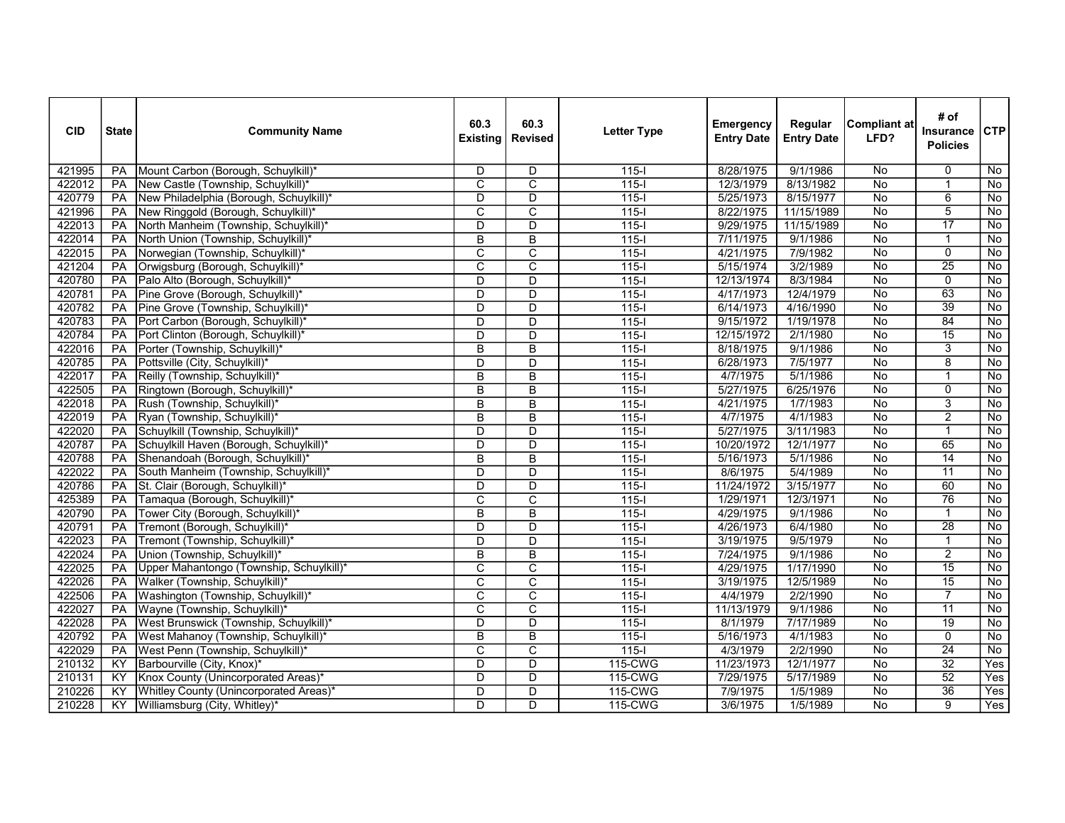| CID | State | Community Name | 60.3 Existing | 60.3 Revised | Letter Type | Emergency Entry Date | Regular Entry Date | Compliant at LFD? | # of Insurance Policies | CTP |
|---|---|---|---|---|---|---|---|---|---|---|
| 421995 | PA | Mount Carbon (Borough, Schuylkill)* | D | D | 115-I | 8/28/1975 | 9/1/1986 | No | 0 | No |
| 422012 | PA | New Castle (Township, Schuylkill)* | C | C | 115-I | 12/3/1979 | 8/13/1982 | No | 1 | No |
| 420779 | PA | New Philadelphia (Borough, Schuylkill)* | D | D | 115-I | 5/25/1973 | 8/15/1977 | No | 6 | No |
| 421996 | PA | New Ringgold (Borough, Schuylkill)* | C | C | 115-I | 8/22/1975 | 11/15/1989 | No | 5 | No |
| 422013 | PA | North Manheim (Township, Schuylkill)* | D | D | 115-I | 9/29/1975 | 11/15/1989 | No | 17 | No |
| 422014 | PA | North Union (Township, Schuylkill)* | B | B | 115-I | 7/11/1975 | 9/1/1986 | No | 1 | No |
| 422015 | PA | Norwegian (Township, Schuylkill)* | C | C | 115-I | 4/21/1975 | 7/9/1982 | No | 0 | No |
| 421204 | PA | Orwigsburg (Borough, Schuylkill)* | C | C | 115-I | 5/15/1974 | 3/2/1989 | No | 25 | No |
| 420780 | PA | Palo Alto (Borough, Schuylkill)* | D | D | 115-I | 12/13/1974 | 8/3/1984 | No | 0 | No |
| 420781 | PA | Pine Grove (Borough, Schuylkill)* | D | D | 115-I | 4/17/1973 | 12/4/1979 | No | 63 | No |
| 420782 | PA | Pine Grove (Township, Schuylkill)* | D | D | 115-I | 6/14/1973 | 4/16/1990 | No | 39 | No |
| 420783 | PA | Port Carbon (Borough, Schuylkill)* | D | D | 115-I | 9/15/1972 | 1/19/1978 | No | 84 | No |
| 420784 | PA | Port Clinton (Borough, Schuylkill)* | D | D | 115-I | 12/15/1972 | 2/1/1980 | No | 15 | No |
| 422016 | PA | Porter (Township, Schuylkill)* | B | B | 115-I | 8/18/1975 | 9/1/1986 | No | 3 | No |
| 420785 | PA | Pottsville (City, Schuylkill)* | D | D | 115-I | 6/28/1973 | 7/5/1977 | No | 8 | No |
| 422017 | PA | Reilly (Township, Schuylkill)* | B | B | 115-I | 4/7/1975 | 5/1/1986 | No | 1 | No |
| 422505 | PA | Ringtown (Borough, Schuylkill)* | B | B | 115-I | 5/27/1975 | 6/25/1976 | No | 0 | No |
| 422018 | PA | Rush (Township, Schuylkill)* | B | B | 115-I | 4/21/1975 | 1/7/1983 | No | 3 | No |
| 422019 | PA | Ryan (Township, Schuylkill)* | B | B | 115-I | 4/7/1975 | 4/1/1983 | No | 2 | No |
| 422020 | PA | Schuylkill (Township, Schuylkill)* | D | D | 115-I | 5/27/1975 | 3/11/1983 | No | 1 | No |
| 420787 | PA | Schuylkill Haven (Borough, Schuylkill)* | D | D | 115-I | 10/20/1972 | 12/1/1977 | No | 65 | No |
| 420788 | PA | Shenandoah (Borough, Schuylkill)* | B | B | 115-I | 5/16/1973 | 5/1/1986 | No | 14 | No |
| 422022 | PA | South Manheim (Township, Schuylkill)* | D | D | 115-I | 8/6/1975 | 5/4/1989 | No | 11 | No |
| 420786 | PA | St. Clair (Borough, Schuylkill)* | D | D | 115-I | 11/24/1972 | 3/15/1977 | No | 60 | No |
| 425389 | PA | Tamaqua (Borough, Schuylkill)* | C | C | 115-I | 1/29/1971 | 12/3/1971 | No | 76 | No |
| 420790 | PA | Tower City (Borough, Schuylkill)* | B | B | 115-I | 4/29/1975 | 9/1/1986 | No | 1 | No |
| 420791 | PA | Tremont (Borough, Schuylkill)* | D | D | 115-I | 4/26/1973 | 6/4/1980 | No | 28 | No |
| 422023 | PA | Tremont (Township, Schuylkill)* | D | D | 115-I | 3/19/1975 | 9/5/1979 | No | 1 | No |
| 422024 | PA | Union (Township, Schuylkill)* | B | B | 115-I | 7/24/1975 | 9/1/1986 | No | 2 | No |
| 422025 | PA | Upper Mahantongo (Township, Schuylkill)* | C | C | 115-I | 4/29/1975 | 1/17/1990 | No | 15 | No |
| 422026 | PA | Walker (Township, Schuylkill)* | C | C | 115-I | 3/19/1975 | 12/5/1989 | No | 15 | No |
| 422506 | PA | Washington (Township, Schuylkill)* | C | C | 115-I | 4/4/1979 | 2/2/1990 | No | 7 | No |
| 422027 | PA | Wayne (Township, Schuylkill)* | C | C | 115-I | 11/13/1979 | 9/1/1986 | No | 11 | No |
| 422028 | PA | West Brunswick (Township, Schuylkill)* | D | D | 115-I | 8/1/1979 | 7/17/1989 | No | 19 | No |
| 420792 | PA | West Mahanoy (Township, Schuylkill)* | B | B | 115-I | 5/16/1973 | 4/1/1983 | No | 0 | No |
| 422029 | PA | West Penn (Township, Schuylkill)* | C | C | 115-I | 4/3/1979 | 2/2/1990 | No | 24 | No |
| 210132 | KY | Barbourville (City, Knox)* | D | D | 115-CWG | 11/23/1973 | 12/1/1977 | No | 32 | Yes |
| 210131 | KY | Knox County (Unincorporated Areas)* | D | D | 115-CWG | 7/29/1975 | 5/17/1989 | No | 52 | Yes |
| 210226 | KY | Whitley County (Unincorporated Areas)* | D | D | 115-CWG | 7/9/1975 | 1/5/1989 | No | 36 | Yes |
| 210228 | KY | Williamsburg (City, Whitley)* | D | D | 115-CWG | 3/6/1975 | 1/5/1989 | No | 9 | Yes |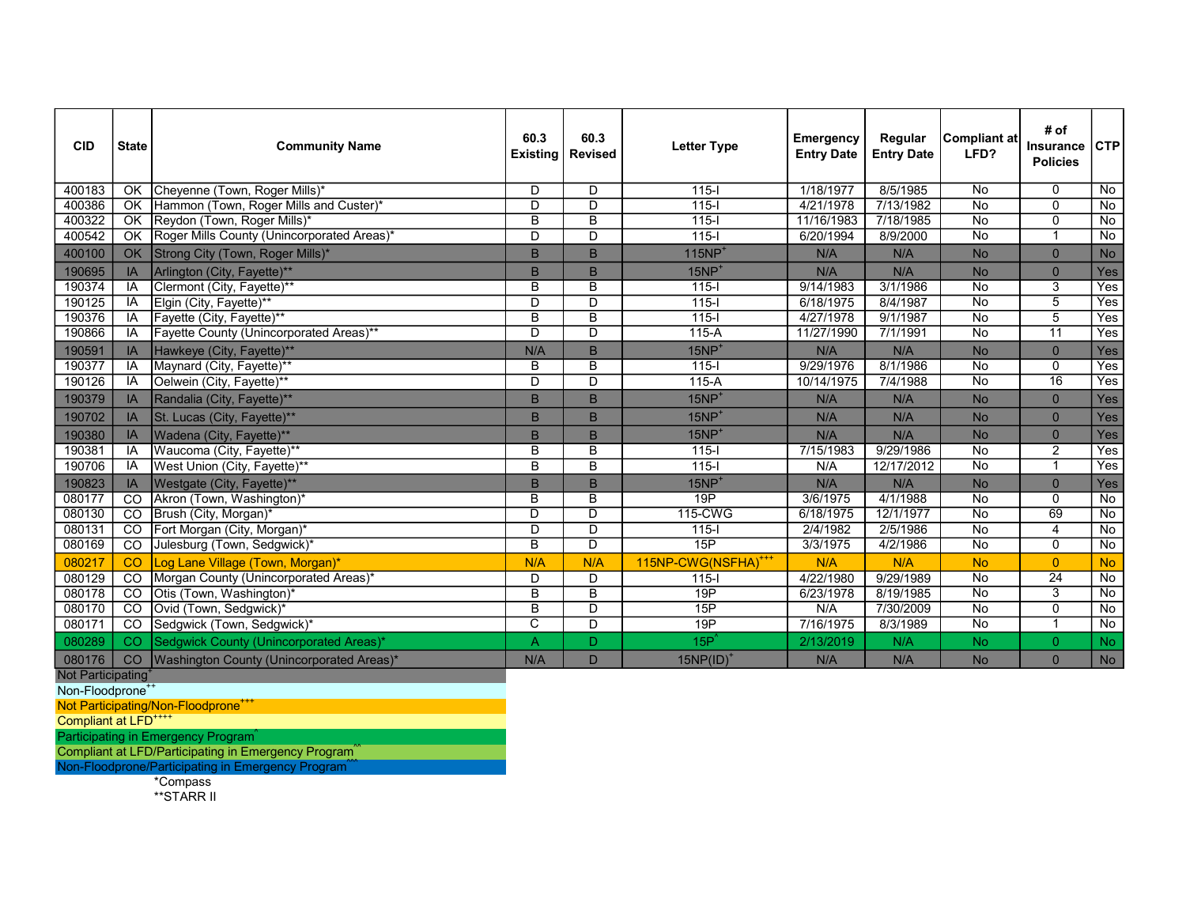| CID | State | Community Name | 60.3 Existing | 60.3 Revised | Letter Type | Emergency Entry Date | Regular Entry Date | Compliant at LFD? | # of Insurance Policies | CTP |
|---|---|---|---|---|---|---|---|---|---|---|
| 400183 | OK | Cheyenne (Town, Roger Mills)* | D | D | 115-I | 1/18/1977 | 8/5/1985 | No | 0 | No |
| 400386 | OK | Hammon (Town, Roger Mills and Custer)* | D | D | 115-I | 4/21/1978 | 7/13/1982 | No | 0 | No |
| 400322 | OK | Reydon (Town, Roger Mills)* | B | B | 115-I | 11/16/1983 | 7/18/1985 | No | 0 | No |
| 400542 | OK | Roger Mills County (Unincorporated Areas)* | D | D | 115-I | 6/20/1994 | 8/9/2000 | No | 1 | No |
| 400100 | OK | Strong City (Town, Roger Mills)* | B | B | 115NP+ | N/A | N/A | No | 0 | No |
| 190695 | IA | Arlington (City, Fayette)** | B | B | 15NP+ | N/A | N/A | No | 0 | Yes |
| 190374 | IA | Clermont (City, Fayette)** | B | B | 115-I | 9/14/1983 | 3/1/1986 | No | 3 | Yes |
| 190125 | IA | Elgin (City, Fayette)** | D | D | 115-I | 6/18/1975 | 8/4/1987 | No | 5 | Yes |
| 190376 | IA | Fayette (City, Fayette)** | B | B | 115-I | 4/27/1978 | 9/1/1987 | No | 5 | Yes |
| 190866 | IA | Fayette County (Unincorporated Areas)** | D | D | 115-A | 11/27/1990 | 7/1/1991 | No | 11 | Yes |
| 190591 | IA | Hawkeye (City, Fayette)** | N/A | B | 15NP+ | N/A | N/A | No | 0 | Yes |
| 190377 | IA | Maynard (City, Fayette)** | B | B | 115-I | 9/29/1976 | 8/1/1986 | No | 0 | Yes |
| 190126 | IA | Oelwein (City, Fayette)** | D | D | 115-A | 10/14/1975 | 7/4/1988 | No | 16 | Yes |
| 190379 | IA | Randalia (City, Fayette)** | B | B | 15NP+ | N/A | N/A | No | 0 | Yes |
| 190702 | IA | St. Lucas (City, Fayette)** | B | B | 15NP+ | N/A | N/A | No | 0 | Yes |
| 190380 | IA | Wadena (City, Fayette)** | B | B | 15NP+ | N/A | N/A | No | 0 | Yes |
| 190381 | IA | Waucoma (City, Fayette)** | B | B | 115-I | 7/15/1983 | 9/29/1986 | No | 2 | Yes |
| 190706 | IA | West Union (City, Fayette)** | B | B | 115-I | N/A | 12/17/2012 | No | 1 | Yes |
| 190823 | IA | Westgate (City, Fayette)** | B | B | 15NP+ | N/A | N/A | No | 0 | Yes |
| 080177 | CO | Akron (Town, Washington)* | B | B | 19P | 3/6/1975 | 4/1/1988 | No | 0 | No |
| 080130 | CO | Brush (City, Morgan)* | D | D | 115-CWG | 6/18/1975 | 12/1/1977 | No | 69 | No |
| 080131 | CO | Fort Morgan (City, Morgan)* | D | D | 115-I | 2/4/1982 | 2/5/1986 | No | 4 | No |
| 080169 | CO | Julesburg (Town, Sedgwick)* | B | D | 15P | 3/3/1975 | 4/2/1986 | No | 0 | No |
| 080217 | CO | Log Lane Village (Town, Morgan)* | N/A | N/A | 115NP-CWG(NSFHA)+++ | N/A | N/A | No | 0 | No |
| 080129 | CO | Morgan County (Unincorporated Areas)* | D | D | 115-I | 4/22/1980 | 9/29/1989 | No | 24 | No |
| 080178 | CO | Otis (Town, Washington)* | B | B | 19P | 6/23/1978 | 8/19/1985 | No | 3 | No |
| 080170 | CO | Ovid (Town, Sedgwick)* | B | D | 15P | N/A | 7/30/2009 | No | 0 | No |
| 080171 | CO | Sedgwick (Town, Sedgwick)* | C | D | 19P | 7/16/1975 | 8/3/1989 | No | 1 | No |
| 080289 | CO | Sedgwick County (Unincorporated Areas)* | A | D | 15P^ | 2/13/2019 | N/A | No | 0 | No |
| 080176 | CO | Washington County (Unincorporated Areas)* | N/A | D | 15NP(ID)+ | N/A | N/A | No | 0 | No |

Not Participating+

Non-Floodprone++

Not Participating/Non-Floodprone+++

Compliant at LFD++++

Participating in Emergency Program^

Compliant at LFD/Participating in Emergency Program^^

Non-Floodprone/Participating in Emergency Program^^^

*Compass

**STARR II